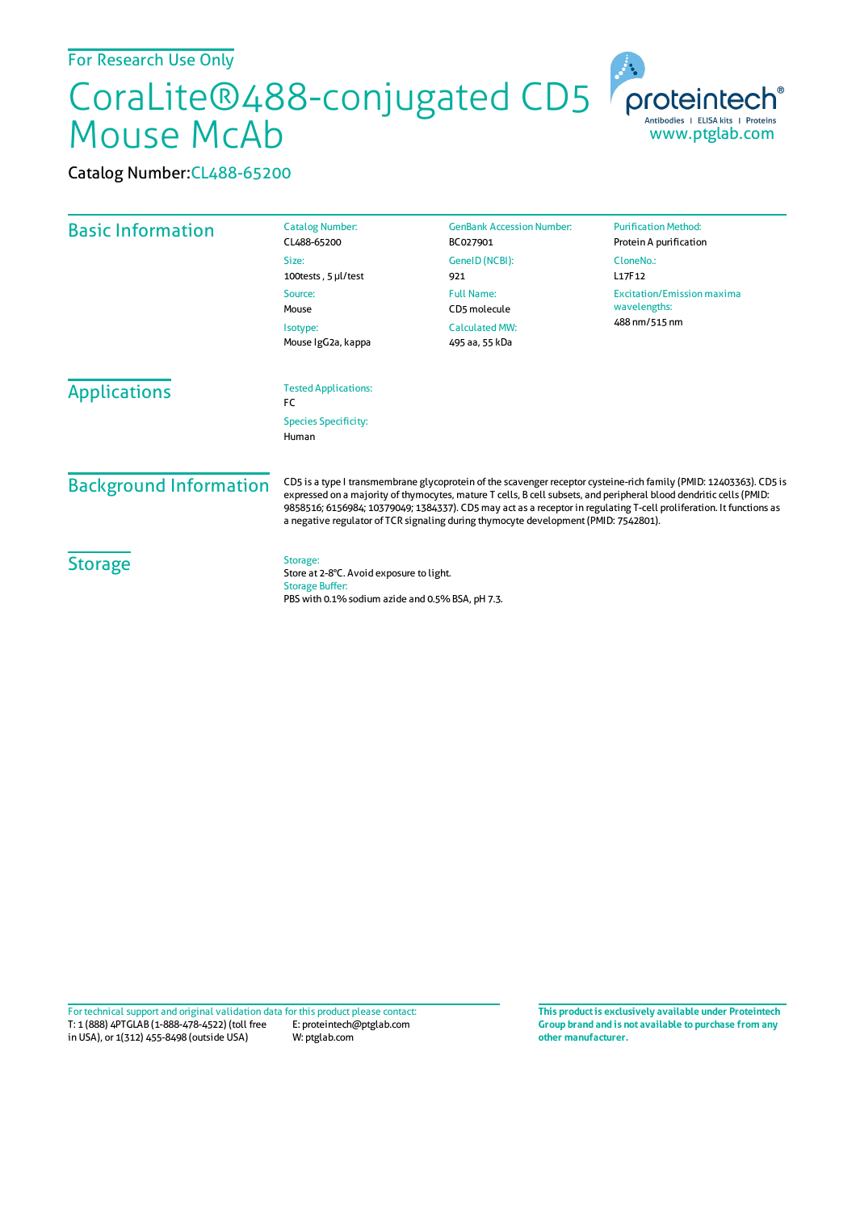For Research Use Only

# CoraLite®488-conjugated CD5 Mouse McAb

Catalog Number: CL488-65200

## Basic Information

Catalog Number:
CL488-65200

Size:
100tests , 5 μl/test

Source:
Mouse

Isotype:
Mouse IgG2a, kappa

GenBank Accession Number:
BC027901

GeneID (NCBI):
921

Full Name:
CD5 molecule

Calculated MW:
495 aa, 55 kDa

Purification Method:
Protein A purification

CloneNo.:
L17F12

Excitation/Emission maxima wavelengths:
488 nm/515 nm

## Applications

Tested Applications:
FC

Species Specificity:
Human

## Background Information

CD5 is a type I transmembrane glycoprotein of the scavenger receptor cysteine-rich family (PMID: 12403363). CD5 is expressed on a majority of thymocytes, mature T cells, B cell subsets, and peripheral blood dendritic cells (PMID: 9858516; 6156984; 10379049; 1384337). CD5 may act as a receptor in regulating T-cell proliferation. It functions as a negative regulator of TCR signaling during thymocyte development (PMID: 7542801).

## Storage

Storage:
Store at 2-8°C. Avoid exposure to light.

Storage Buffer:
PBS with 0.1% sodium azide and 0.5% BSA, pH 7.3.

For technical support and original validation data for this product please contact:
T: 1 (888) 4PTGLAB (1-888-478-4522) (toll free in USA), or 1(312) 455-8498 (outside USA)
E: proteintech@ptglab.com
W: ptglab.com

**This product is exclusively available under Proteintech Group brand and is not available to purchase from any other manufacturer.**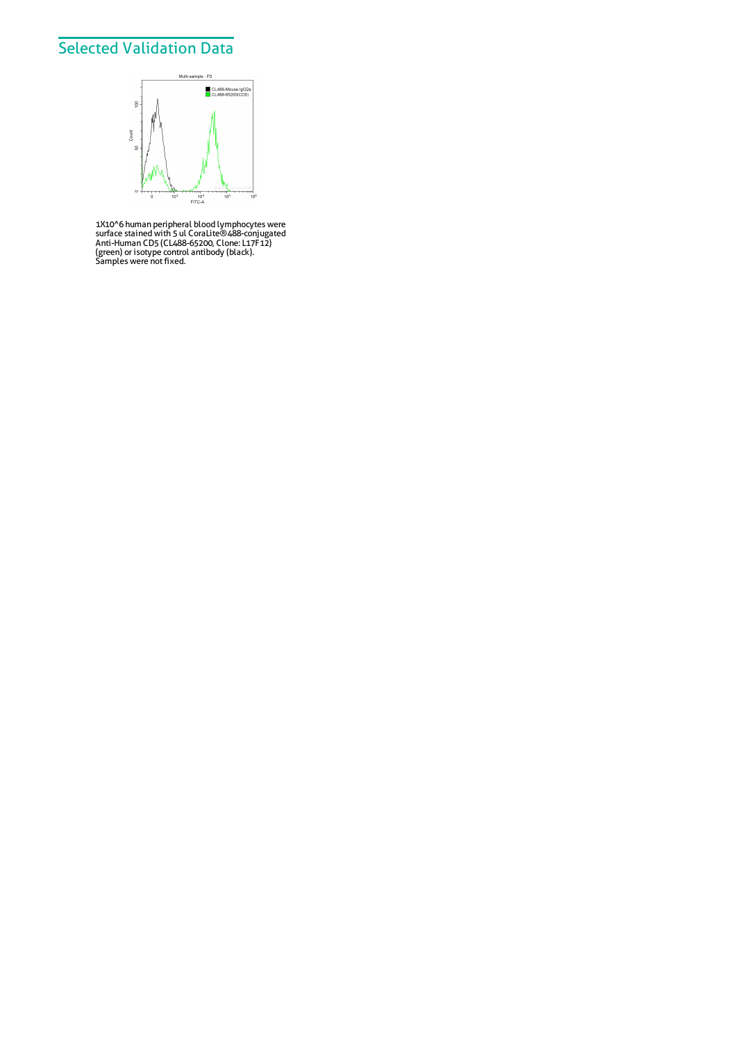# Selected Validation Data

Multi-sample : P2

CL488-Mouse IgG2a
CL488-65200(CD5)

Count

100
50
0

0
$10^3$
$10^4$
$10^5$
$10^6$

FITC-A

1X10^6 human peripheral blood lymphocytes were surface stained with 5 ul CoraLite®488-conjugated Anti-Human CD5 (CL488-65200, Clone: L17F12) (green) or isotype control antibody (black). Samples were not fixed.